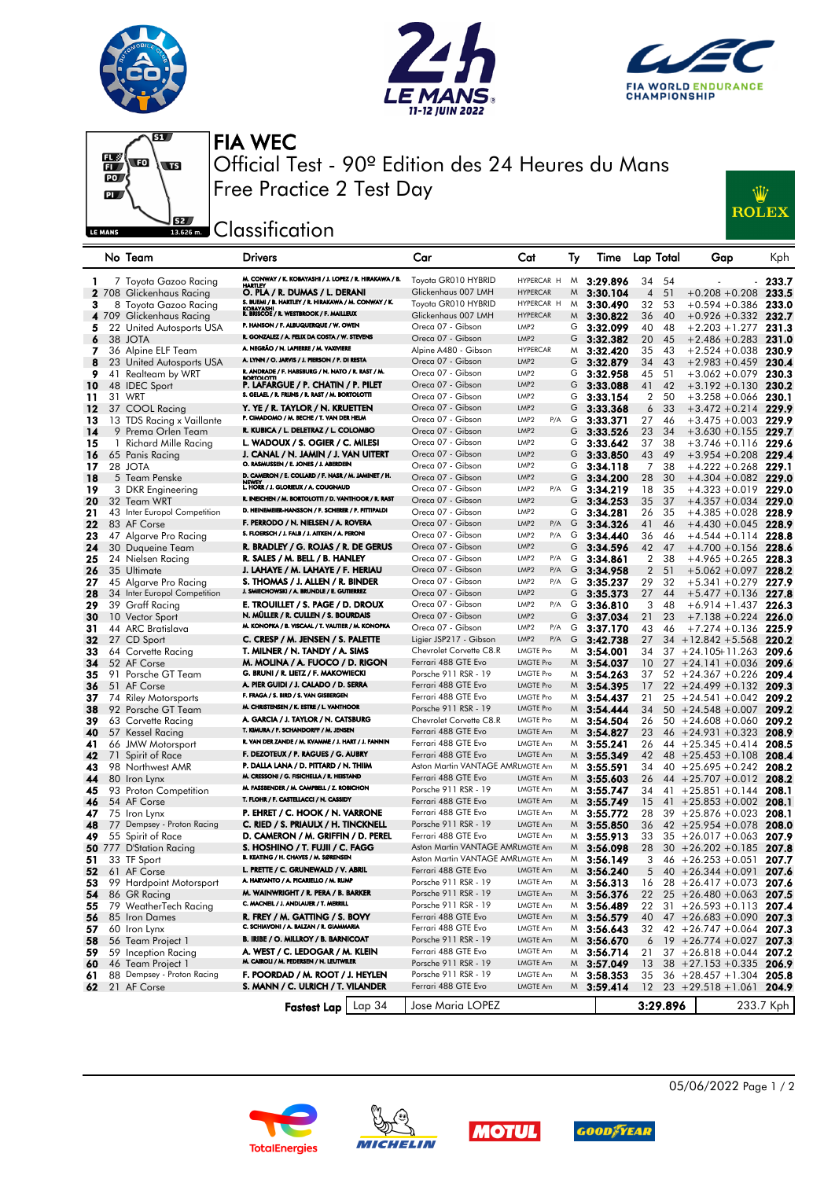# FIA WEC

Official Test - 90º Edition des 24 Heures du Mans

Free Practice 2 Test Day

## Classification

| | No | Team | Drivers | Car | Cat | | Ty | Time | Lap | Total | Gap | | Kph |
|---|---|---|---|---|---|---|---|---|---|---|---|---|---|
| 1 | 7 | Toyota Gazoo Racing | M. CONWAY / K. KOBAYASHI / J. LOPEZ / R. HIRAKAWA / B. HARTLEY | Toyota GR010 HYBRID | HYPERCAR H | | M | 3:29.896 | 34 | 54 | - | - | 233.7 |
| 2 | 708 | Glickenhaus Racing | O. PLA / R. DUMAS / L. DERANI | Glickenhaus 007 LMH | HYPERCAR | | M | 3:30.104 | 4 | 51 | +0.208 | +0.208 | 233.5 |
| 3 | 8 | Toyota Gazoo Racing | S. BUEMI / B. HARTLEY / R. HIRAKAWA / M. CONWAY / K. KOBAYASHI | Toyota GR010 HYBRID | HYPERCAR H | | M | 3:30.490 | 32 | 53 | +0.594 | +0.386 | 233.0 |
| 4 | 709 | Glickenhaus Racing | R. BRISCOE / R. WESTBROOK / F. MAILLEUX | Glickenhaus 007 LMH | HYPERCAR | | M | 3:30.822 | 36 | 40 | +0.926 | +0.332 | 232.7 |
| 5 | 22 | United Autosports USA | P. HANSON / F. ALBUQUERQUE / W. OWEN | Oreca 07 - Gibson | LMP2 | | G | 3:32.099 | 40 | 48 | +2.203 | +1.277 | 231.3 |
| 6 | 38 | JOTA | R. GONZALEZ / A. FELIX DA COSTA / W. STEVENS | Oreca 07 - Gibson | LMP2 | | G | 3:32.382 | 20 | 45 | +2.486 | +0.283 | 231.0 |
| 7 | 36 | Alpine ELF Team | A. NEGRÃO / N. LAPIERRE / M. VAXIVIERE | Alpine A480 - Gibson | HYPERCAR | | M | 3:32.420 | 35 | 43 | +2.524 | +0.038 | 230.9 |
| 8 | 23 | United Autosports USA | A. LYNN / O. JARVIS / J. PIERSON / P. DI RESTA | Oreca 07 - Gibson | LMP2 | | G | 3:32.879 | 34 | 43 | +2.983 | +0.459 | 230.4 |
| 9 | 41 | Realteam by WRT | R. ANDRADE / F. HABSBURG / N. NATO / R. MARI / M. BORTOLOTTI | Oreca 07 - Gibson | LMP2 | | G | 3:32.958 | 45 | 51 | +3.062 | +0.079 | 230.3 |
| 10 | 48 | IDEC Sport | P. LAFARGUE / P. CHATIN / P. PILET | Oreca 07 - Gibson | LMP2 | | G | 3:33.088 | 41 | 42 | +3.192 | +0.130 | 230.2 |
| 11 | 31 | WRT | S. GELAEL / R. FRIJNS / R. RAST / M. BORTOLOTTI | Oreca 07 - Gibson | LMP2 | | G | 3:33.154 | 2 | 50 | +3.258 | +0.066 | 230.1 |
| 12 | 37 | COOL Racing | Y. YE / R. TAYLOR / N. KRUETTEN | Oreca 07 - Gibson | LMP2 | | G | 3:33.368 | 6 | 33 | +3.472 | +0.214 | 229.9 |
| 13 | 13 | TDS Racing x Vaillante | P. CIMADOMO / M. BECHE / T. VAN DER HELM | Oreca 07 - Gibson | LMP2 | P/A | G | 3:33.371 | 27 | 46 | +3.475 | +0.003 | 229.9 |
| 14 | 9 | Prema Orlen Team | R. KUBICA / L. DELETRAZ / L. COLOMBO | Oreca 07 - Gibson | LMP2 | | G | 3:33.526 | 23 | 34 | +3.630 | +0.155 | 229.7 |
| 15 | 1 | Richard Mille Racing | L. WADOUX / S. OGIER / C. MILESI | Oreca 07 - Gibson | LMP2 | | G | 3:33.642 | 37 | 38 | +3.746 | +0.116 | 229.6 |
| 16 | 65 | Panis Racing | J. CANAL / N. JAMIN / J. VAN UITERT | Oreca 07 - Gibson | LMP2 | | G | 3:33.850 | 43 | 49 | +3.954 | +0.208 | 229.4 |
| 17 | 28 | JOTA | O. RASMUSSEN / E. JONES / J. ABERDEIN | Oreca 07 - Gibson | LMP2 | | G | 3:34.118 | 7 | 38 | +4.222 | +0.268 | 229.1 |
| 18 | 5 | Team Penske | D. CAMERON / E. COLLARD / F. NASR / M. JAMINET / H. NEWEY | Oreca 07 - Gibson | LMP2 | | G | 3:34.200 | 28 | 30 | +4.304 | +0.082 | 229.0 |
| 19 | 3 | DKR Engineering | L. HORR / J. GLORIEUX / A. COUGNAUD | Oreca 07 - Gibson | LMP2 | P/A | G | 3:34.219 | 18 | 35 | +4.323 | +0.019 | 229.0 |
| 20 | 32 | Team WRT | R. INEICHEN / M. BORTOLOTTI / D. VANTHOOR / R. RAST | Oreca 07 - Gibson | LMP2 | | G | 3:34.253 | 35 | 37 | +4.357 | +0.034 | 229.0 |
| 21 | 43 | Inter Europol Competition | D. HEINEMEIER-HANSSON / F. SCHERER / P. FITTIPALDI | Oreca 07 - Gibson | LMP2 | | G | 3:34.281 | 26 | 35 | +4.385 | +0.028 | 228.9 |
| 22 | 83 | AF Corse | F. PERRODO / N. NIELSEN / A. ROVERA | Oreca 07 - Gibson | LMP2 | P/A | G | 3:34.326 | 41 | 46 | +4.430 | +0.045 | 228.9 |
| 23 | 47 | Algarve Pro Racing | S. FLOERSCH / J. FALB / J. AITKEN / A. PERONI | Oreca 07 - Gibson | LMP2 | P/A | G | 3:34.440 | 36 | 46 | +4.544 | +0.114 | 228.8 |
| 24 | 30 | Duqueine Team | R. BRADLEY / G. ROJAS / R. DE GERUS | Oreca 07 - Gibson | LMP2 | | G | 3:34.596 | 42 | 47 | +4.700 | +0.156 | 228.6 |
| 25 | 24 | Nielsen Racing | R. SALES / M. BELL / B. HANLEY | Oreca 07 - Gibson | LMP2 | P/A | G | 3:34.861 | 2 | 38 | +4.965 | +0.265 | 228.3 |
| 26 | 35 | Ultimate | J. LAHAYE / M. LAHAYE / F. HERIAU | Oreca 07 - Gibson | LMP2 | P/A | G | 3:34.958 | 2 | 51 | +5.062 | +0.097 | 228.2 |
| 27 | 45 | Algarve Pro Racing | S. THOMAS / J. ALLEN / R. BINDER | Oreca 07 - Gibson | LMP2 | P/A | G | 3:35.237 | 29 | 32 | +5.341 | +0.279 | 227.9 |
| 28 | 34 | Inter Europol Competition | J. SMIECHOWSKI / A. BRUNDLE / E. GUTIERREZ | Oreca 07 - Gibson | LMP2 | | G | 3:35.373 | 27 | 44 | +5.477 | +0.136 | 227.8 |
| 29 | 39 | Graff Racing | E. TROUILLET / S. PAGE / D. DROUX | Oreca 07 - Gibson | LMP2 | P/A | G | 3:36.810 | 3 | 48 | +6.914 | +1.437 | 226.3 |
| 30 | 10 | Vector Sport | N. MÜLLER / R. CULLEN / S. BOURDAIS | Oreca 07 - Gibson | LMP2 | | G | 3:37.034 | 21 | 23 | +7.138 | +0.224 | 226.0 |
| 31 | 44 | ARC Bratislava | M. KONOPKA / B. VISCAAL / T. VAUTIER / M. KONOPKA | Oreca 07 - Gibson | LMP2 | P/A | G | 3:37.170 | 43 | 46 | +7.274 | +0.136 | 225.9 |
| 32 | 27 | CD Sport | C. CRESP / M. JENSEN / S. PALETTE | Ligier JSP217 - Gibson | LMP2 | P/A | G | 3:42.738 | 27 | 34 | +12.842 | +5.568 | 220.2 |
| 33 | 64 | Corvette Racing | T. MILNER / N. TANDY / A. SIMS | Chevrolet Corvette C8.R | LMGTE Pro | | M | 3:54.001 | 34 | 37 | +24.105 | +11.263 | 209.6 |
| 34 | 52 | AF Corse | M. MOLINA / A. FUOCO / D. RIGON | Ferrari 488 GTE Evo | LMGTE Pro | | M | 3:54.037 | 17 | 38 | +24.141 | +0.036 | 209.6 |
| 35 | 91 | Porsche GT Team | G. BRUNI / R. LIETZ / F. MAKOWIECKI | Porsche 911 RSR - 19 | LMGTE Pro | | M | 3:54.263 | 37 | 52 | +24.367 | +0.226 | 209.4 |
| 36 | 51 | AF Corse | A. PIER GUIDI / J. CALADO / D. SERRA | Ferrari 488 GTE Evo | LMGTE Pro | | M | 3:54.395 | 17 | 22 | +24.499 | +0.132 | 209.3 |
| 37 | 74 | Riley Motorsports | F. FRAGA / S. BIRD / S. VAN GISBERGEN | Ferrari 488 GTE Evo | LMGTE Pro | | M | 3:54.437 | 21 | 25 | +24.541 | +0.042 | 209.2 |
| 38 | 92 | Porsche GT Team | M. CHRISTENSEN / K. ESTRE / L. VANTHOOR | Porsche 911 RSR - 19 | LMGTE Pro | | M | 3:54.444 | 34 | 50 | +24.548 | +0.007 | 209.2 |
| 39 | 63 | Corvette Racing | A. GARCIA / J. TAYLOR / N. CATSBURG | Chevrolet Corvette C8.R | LMGTE Pro | | M | 3:54.504 | 26 | 50 | +24.608 | +0.060 | 209.2 |
| 40 | 57 | Kessel Racing | T. KIMURA / F. SCHANDORFF / M. JENSEN | Ferrari 488 GTE Evo | LMGTE Am | | M | 3:54.827 | 23 | 46 | +24.931 | +0.323 | 208.9 |
| 41 | 66 | JMW Motorsport | R. VAN DER ZANDE / M. KVAMME / J. HART / J. FANNIN | Ferrari 488 GTE Evo | LMGTE Am | | M | 3:55.241 | 26 | 44 | +25.345 | +0.414 | 208.5 |
| 42 | 71 | Spirit of Race | F. DEZOTEUX / P. RAGUES / G. AUBRY | Ferrari 488 GTE Evo | LMGTE Am | | M | 3:55.349 | 42 | 48 | +25.453 | +0.108 | 208.4 |
| 43 | 98 | Northwest AMR | P. DALLA LANA / D. PITTARD / N. THIIM | Aston Martin VANTAGE AMR | LMGTE Am | | M | 3:55.591 | 34 | 40 | +25.695 | +0.242 | 208.2 |
| 44 | 80 | Iron Lynx | M. CRESSONI / G. FISICHELLA / R. HEISTAND | Ferrari 488 GTE Evo | LMGTE Am | | M | 3:55.603 | 26 | 44 | +25.707 | +0.012 | 208.2 |
| 45 | 93 | Proton Competition | M. FASSBENDER / M. CAMPBELL / Z. ROBICHON | Porsche 911 RSR - 19 | LMGTE Am | | M | 3:55.747 | 34 | 41 | +25.851 | +0.144 | 208.1 |
| 46 | 54 | AF Corse | T. FLOHR / F. CASTELLACCI / N. CASSIDY | Ferrari 488 GTE Evo | LMGTE Am | | M | 3:55.749 | 15 | 41 | +25.853 | +0.002 | 208.1 |
| 47 | 75 | Iron Lynx | P. EHRET / C. HOOK / N. VARRONE | Ferrari 488 GTE Evo | LMGTE Am | | M | 3:55.772 | 28 | 39 | +25.876 | +0.023 | 208.1 |
| 48 | 77 | Dempsey - Proton Racing | C. RIED / S. PRIAULX / H. TINCKNELL | Porsche 911 RSR - 19 | LMGTE Am | | M | 3:55.850 | 36 | 42 | +25.954 | +0.078 | 208.0 |
| 49 | 55 | Spirit of Race | D. CAMERON / M. GRIFFIN / D. PEREL | Ferrari 488 GTE Evo | LMGTE Am | | M | 3:55.913 | 33 | 35 | +26.017 | +0.063 | 207.9 |
| 50 | 777 | D'Station Racing | S. HOSHINO / T. FUJII / C. FAGG | Aston Martin VANTAGE AMR | LMGTE Am | | M | 3:56.098 | 28 | 30 | +26.202 | +0.185 | 207.8 |
| 51 | 33 | TF Sport | B. KEATING / H. CHAVES / M. SØRENSEN | Aston Martin VANTAGE AMR | LMGTE Am | | M | 3:56.149 | 3 | 46 | +26.253 | +0.051 | 207.7 |
| 52 | 61 | AF Corse | L. PRETTE / C. GRUNEWALD / V. ABRIL | Ferrari 488 GTE Evo | LMGTE Am | | M | 3:56.240 | 5 | 40 | +26.344 | +0.091 | 207.6 |
| 53 | 99 | Hardpoint Motorsport | A. HARYANTO / A. PICARIELLO / M. RUMP | Porsche 911 RSR - 19 | LMGTE Am | | M | 3:56.313 | 16 | 28 | +26.417 | +0.073 | 207.6 |
| 54 | 86 | GR Racing | M. WAINWRIGHT / R. PERA / B. BARKER | Porsche 911 RSR - 19 | LMGTE Am | | M | 3:56.376 | 22 | 25 | +26.480 | +0.063 | 207.5 |
| 55 | 79 | WeatherTech Racing | C. MACNEIL / J. ANDLAUER / T. MERRILL | Porsche 911 RSR - 19 | LMGTE Am | | M | 3:56.489 | 22 | 31 | +26.593 | +0.113 | 207.4 |
| 56 | 85 | Iron Dames | R. FREY / M. GATTING / S. BOVY | Ferrari 488 GTE Evo | LMGTE Am | | M | 3:56.579 | 40 | 47 | +26.683 | +0.090 | 207.3 |
| 57 | 60 | Iron Lynx | C. SCHIAVONI / A. BALZAN / R. GIAMMARIA | Ferrari 488 GTE Evo | LMGTE Am | | M | 3:56.643 | 32 | 42 | +26.747 | +0.064 | 207.3 |
| 58 | 56 | Team Project 1 | B. IRIBE / O. MILLROY / B. BARNICOAT | Porsche 911 RSR - 19 | LMGTE Am | | M | 3:56.670 | 6 | 19 | +26.774 | +0.027 | 207.3 |
| 59 | 59 | Inception Racing | A. WEST / C. LEDOGAR / M. KLEIN | Ferrari 488 GTE Evo | LMGTE Am | | M | 3:56.714 | 21 | 37 | +26.818 | +0.044 | 207.2 |
| 60 | 46 | Team Project 1 | M. CAIROLI / M. PEDERSEN / N. LEUTWILER | Porsche 911 RSR - 19 | LMGTE Am | | M | 3:57.049 | 13 | 38 | +27.153 | +0.335 | 206.9 |
| 61 | 88 | Dempsey - Proton Racing | F. POORDAD / M. ROOT / J. HEYLEN | Porsche 911 RSR - 19 | LMGTE Am | | M | 3:58.353 | 35 | 36 | +28.457 | +1.304 | 205.8 |
| 62 | 21 | AF Corse | S. MANN / C. ULRICH / T. VILANDER | Ferrari 488 GTE Evo | LMGTE Am | | M | 3:59.414 | 12 | 23 | +29.518 | +1.061 | 204.9 |

| Fastest Lap | Lap 34 | Jose Maria LOPEZ | 3:29.896 | 233.7 Kph |
|---|---|---|---|---|

05/06/2022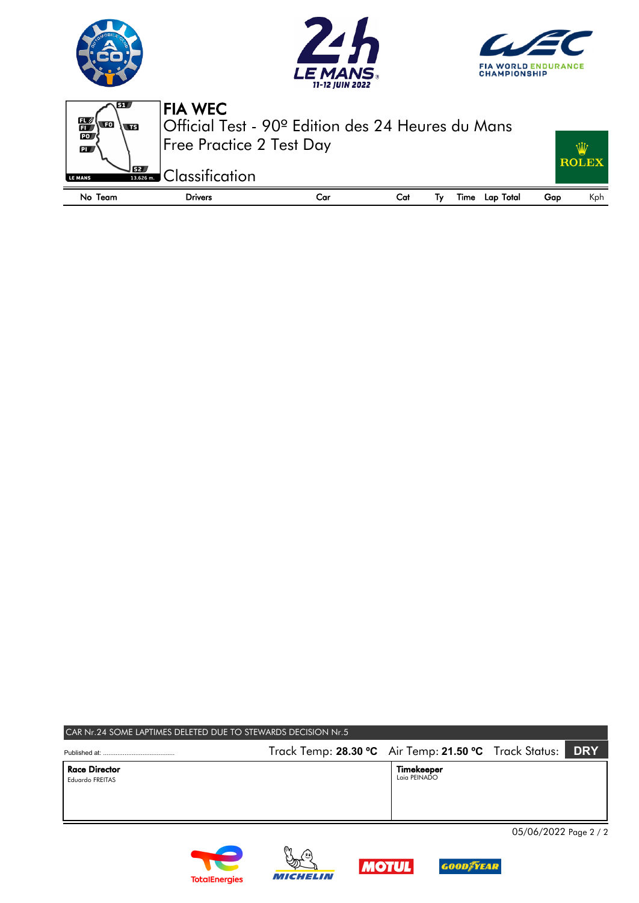# FIA WEC

Official Test - 90º Edition des 24 Heures du Mans

Free Practice 2 Test Day

Classification

| No | Team | Drivers | Car | Cat | Ty | Time | Lap Total | Gap | Kph |
|---|---|---|---|---|---|---|---|---|---|

CAR Nr.24 SOME LAPTIMES DELETED DUE TO STEWARDS DECISION Nr.5

Published at: ........................................

Track Temp: **28.30 ºC** Air Temp: **21.50 ºC** Track Status: **DRY**

**Race Director**
Eduardo FREITAS

**Timekeeper**
Laia PEINADO

05/06/2022